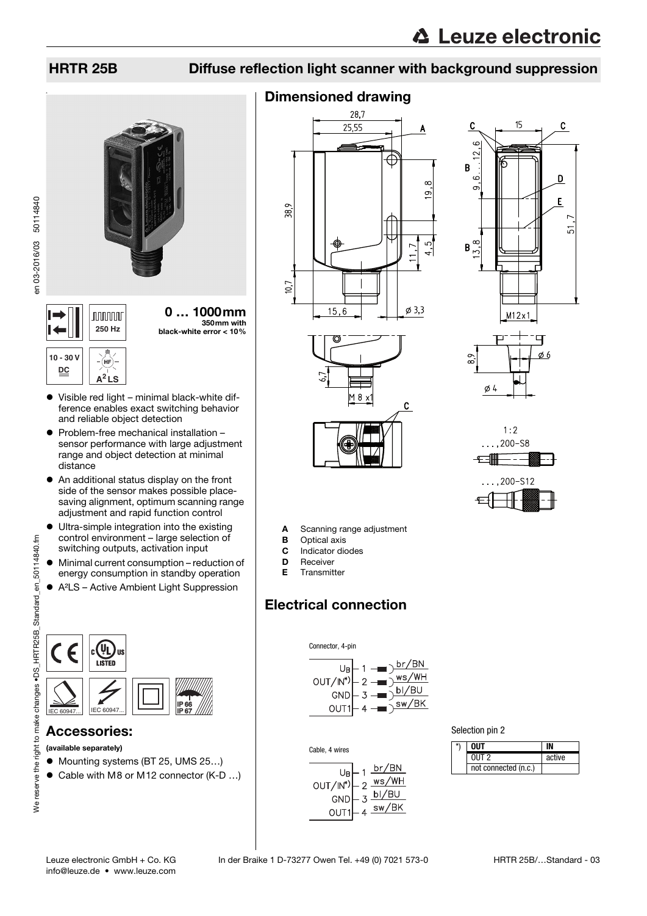# HRTR 25B Diffuse reflection light scanner with background suppression

**0 … 1000mm**
350mm with black-white error < 10%

250 Hz

10 - 30 V DC

$A^2LS$

- Visible red light – minimal black-white difference enables exact switching behavior and reliable object detection
- Problem-free mechanical installation – sensor performance with large adjustment range and object detection at minimal distance
- An additional status display on the front side of the sensor makes possible place-saving alignment, optimum scanning range adjustment and rapid function control
- Ultra-simple integration into the existing control environment – large selection of switching outputs, activation input
- Minimal current consumption – reduction of energy consumption in standby operation
- A²LS – Active Ambient Light Suppression

IEC 60947... IEC 60947... IP 66 IP 67

## Accessories:

**(available separately)**

- Mounting systems (BT 25, UMS 25…)
- Cable with M8 or M12 connector (K-D …)

## Dimensioned drawing

- **A** Scanning range adjustment
- **B** Optical axis
- **C** Indicator diodes
- **D** Receiver
- **E** Transmitter

## Electrical connection

Connector, 4-pin

| | Pin | Color |
|---|---|---|
| $U_B$ | 1 | br/BN |
| OUT/IN*) | 2 | ws/WH |
| GND | 3 | bl/BU |
| OUT1 | 4 | sw/BK |

Cable, 4 wires

| | Wire | Color |
|---|---|---|
| $U_B$ | 1 | br/BN |
| OUT/IN*) | 2 | ws/WH |
| GND | 3 | bl/BU |
| OUT1 | 4 | sw/BK |

Selection pin 2

| *) | OUT | IN |
|---|---|---|
| | OUT 2 | active |
| | not connected (n.c.) | |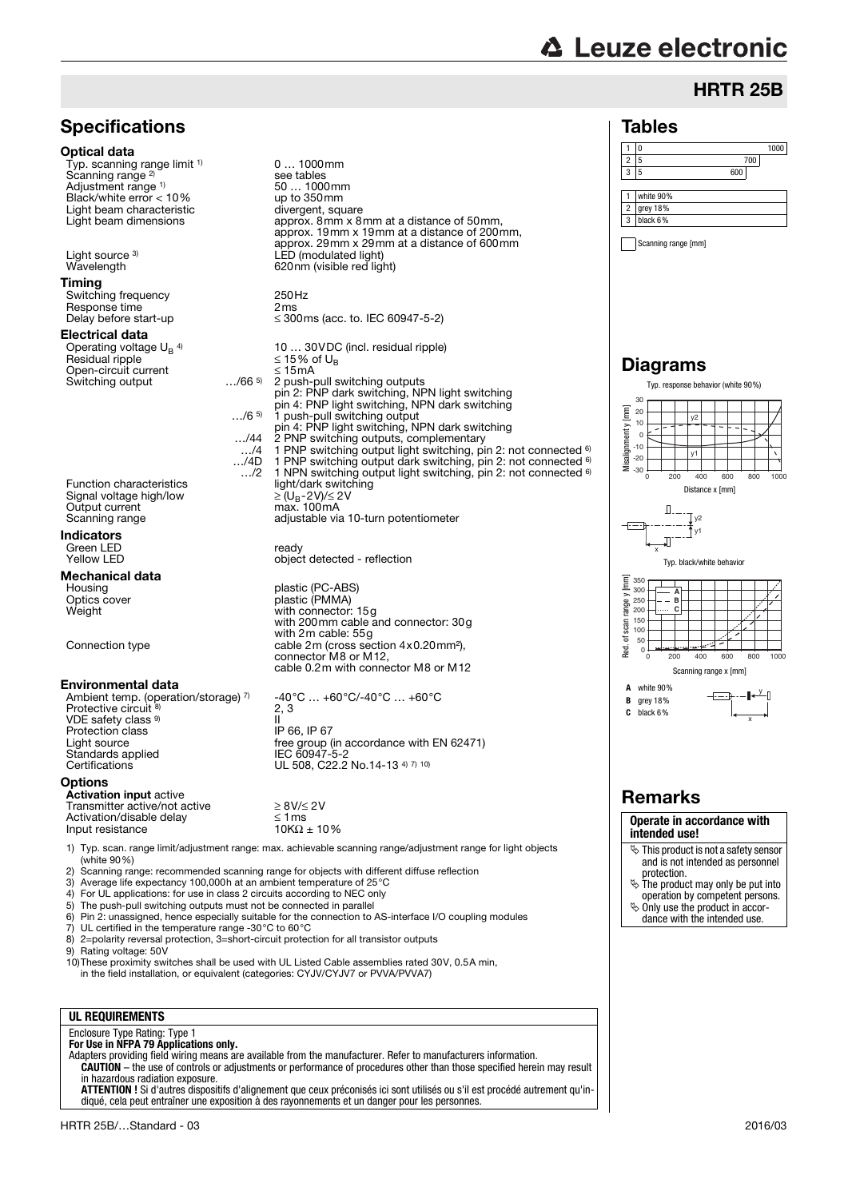# HRTR 25B

## Specifications

### Optical data

| | |
|---|---|
| Typ. scanning range limit [1] | 0 … 1000mm |
| Scanning range [2] | see tables |
| Adjustment range [1] | 50 … 1000mm |
| Black/white error < 10% | up to 350mm |
| Light beam characteristic | divergent, square |
| Light beam dimensions | approx. 8mm x 8mm at a distance of 50mm, approx. 19mm x 19mm at a distance of 200mm, approx. 29mm x 29mm at a distance of 600mm |
| Light source [3] | LED (modulated light) |
| Wavelength | 620nm (visible red light) |

### Timing

| | |
|---|---|
| Switching frequency | 250Hz |
| Response time | 2ms |
| Delay before start-up | ≤ 300ms (acc. to. IEC 60947-5-2) |

### Electrical data

| | | |
|---|---|---|
| Operating voltage $U_B$ [4] | | 10 … 30VDC (incl. residual ripple) |
| Residual ripple | | ≤ 15% of $U_B$ |
| Open-circuit current | | ≤ 15mA |
| Switching output | …/66 [5] | 2 push-pull switching outputs<br>pin 2: PNP dark switching, NPN light switching<br>pin 4: PNP light switching, NPN dark switching |
| | …/6 [5] | 1 push-pull switching output<br>pin 4: PNP light switching, NPN dark switching |
| | …/44 | 2 PNP switching outputs, complementary |
| | …/4 | 1 PNP switching output light switching, pin 2: not connected [6] |
| | …/4D | 1 PNP switching output dark switching, pin 2: not connected [6] |
| | …/2 | 1 NPN switching output light switching, pin 2: not connected [6] |
| Function characteristics | | light/dark switching |
| Signal voltage high/low | | ≥ ($U_B$-2V)/≤ 2V |
| Output current | | max. 100mA |
| Scanning range | | adjustable via 10-turn potentiometer |

### Indicators

| | |
|---|---|
| Green LED | ready |
| Yellow LED | object detected - reflection |

### Mechanical data

| | |
|---|---|
| Housing | plastic (PC-ABS) |
| Optics cover | plastic (PMMA) |
| Weight | with connector: 15g<br>with 200mm cable and connector: 30g<br>with 2m cable: 55g |
| Connection type | cable 2m (cross section 4x0.20mm²),<br>connector M8 or M12,<br>cable 0.2m with connector M8 or M12 |

### Environmental data

| | |
|---|---|
| Ambient temp. (operation/storage) [7] | -40°C … +60°C/-40°C … +60°C |
| Protective circuit [8] | 2, 3 |
| VDE safety class [9] | II |
| Protection class | IP 66, IP 67 |
| Light source | free group (in accordance with EN 62471) |
| Standards applied | IEC 60947-5-2 |
| Certifications | UL 508, C22.2 No.14-13 [4] [7] [10] |

### Options

**Activation input** active

| | |
|---|---|
| Transmitter active/not active | ≥ 8V/≤ 2V |
| Activation/disable delay | ≤ 1ms |
| Input resistance | 10KΩ ± 10% |

1) Typ. scan. range limit/adjustment range: max. achievable scanning range/adjustment range for light objects (white 90%)
2) Scanning range: recommended scanning range for objects with different diffuse reflection
3) Average life expectancy 100,000h at an ambient temperature of 25°C
4) For UL applications: for use in class 2 circuits according to NEC only
5) The push-pull switching outputs must not be connected in parallel
6) Pin 2: unassigned, hence especially suitable for the connection to AS-interface I/O coupling modules
7) UL certified in the temperature range -30°C to 60°C
8) 2=polarity reversal protection, 3=short-circuit protection for all transistor outputs
9) Rating voltage: 50V
10) These proximity switches shall be used with UL Listed Cable assemblies rated 30V, 0.5A min, in the field installation, or equivalent (categories: CYJV/CYJV7 or PVVA/PVVA7)

**UL REQUIREMENTS**

Enclosure Type Rating: Type 1
**For Use in NFPA 79 Applications only.**
Adapters providing field wiring means are available from the manufacturer. Refer to manufacturers information.
**CAUTION** – the use of controls or adjustments or performance of procedures other than those specified herein may result in hazardous radiation exposure.
**ATTENTION !** Si d'autres dispositifs d'alignement que ceux préconisés ici sont utilisés ou s'il est procédé autrement qu'indiqué, cela peut entraîner une exposition à des rayonnements et un danger pour les personnes.

## Tables

| | Scanning range [mm] |
|---|---|
| 1 | 0 … 1000 |
| 2 | 5 … 700 |
| 3 | 5 … 600 |

1 white 90%
2 grey 18%
3 black 6%

Scanning range [mm]

## Diagrams

Typ. response behavior (white 90%)

Typ. black/white behavior

A white 90%
B grey 18%
C black 6%

## Remarks

**Operate in accordance with intended use!**

- This product is not a safety sensor and is not intended as personnel protection.
- The product may only be put into operation by competent persons.
- Only use the product in accordance with the intended use.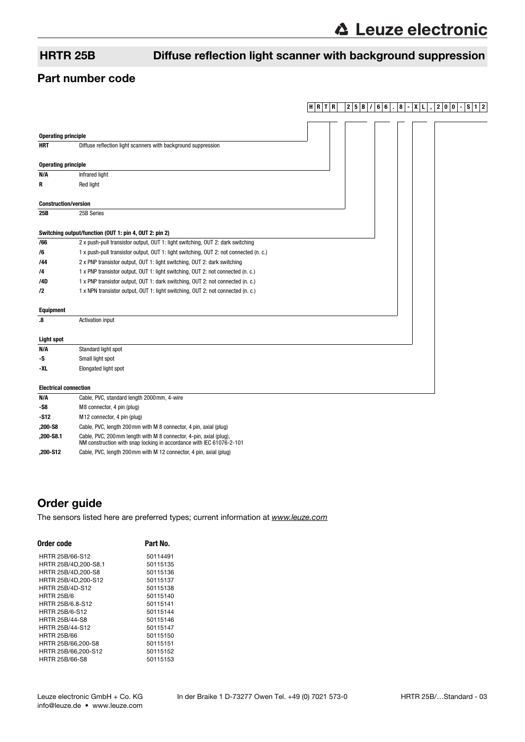# HRTR 25B Diffuse reflection light scanner with background suppression

## Part number code

H R T R 2 5 B / 6 6 . 8 - X L , 2 0 0 - S 1 2

**Operating principle**

| | |
|---|---|
| **HRT** | Diffuse reflection light scanners with background suppression |

**Operating principle**

| | |
|---|---|
| **N/A** | Infrared light |
| **R** | Red light |

**Construction/version**

| | |
|---|---|
| **25B** | 25B Series |

**Switching output/function (OUT 1: pin 4, OUT 2: pin 2)**

| | |
|---|---|
| **/66** | 2 x push-pull transistor output, OUT 1: light switching, OUT 2: dark switching |
| **/6** | 1 x push-pull transistor output, OUT 1: light switching, OUT 2: not connected (n. c.) |
| **/44** | 2 x PNP transistor output, OUT 1: light switching, OUT 2: dark switching |
| **/4** | 1 x PNP transistor output, OUT 1: light switching, OUT 2: not connected (n. c.) |
| **/4D** | 1 x PNP transistor output, OUT 1: dark switching, OUT 2: not connected (n. c.) |
| **/2** | 1 x NPN transistor output, OUT 1: light switching, OUT 2: not connected (n. c.) |

**Equipment**

| | |
|---|---|
| **.8** | Activation input |

**Light spot**

| | |
|---|---|
| **N/A** | Standard light spot |
| **-S** | Small light spot |
| **-XL** | Elongated light spot |

**Electrical connection**

| | |
|---|---|
| **N/A** | Cable, PVC, standard length 2000mm, 4-wire |
| **-S8** | M8 connector, 4 pin (plug) |
| **-S12** | M12 connector, 4 pin (plug) |
| **,200-S8** | Cable, PVC, length 200mm with M 8 connector, 4 pin, axial (plug) |
| **,200-S8.1** | Cable, PVC, 200mm length with M 8 connector, 4-pin, axial (plug), NM construction with snap locking in accordance with IEC 61076-2-101 |
| **,200-S12** | Cable, PVC, length 200mm with M 12 connector, 4 pin, axial (plug) |

## Order guide

The sensors listed here are preferred types; current information at *www.leuze.com*

| Order code | Part No. |
|---|---|
| HRTR 25B/66-S12 | 50114491 |
| HRTR 25B/4D,200-S8.1 | 50115135 |
| HRTR 25B/4D,200-S8 | 50115136 |
| HRTR 25B/4D,200-S12 | 50115137 |
| HRTR 25B/4D-S12 | 50115138 |
| HRTR 25B/6 | 50115140 |
| HRTR 25B/6.8-S12 | 50115141 |
| HRTR 25B/6-S12 | 50115144 |
| HRTR 25B/44-S8 | 50115146 |
| HRTR 25B/44-S12 | 50115147 |
| HRTR 25B/66 | 50115150 |
| HRTR 25B/66,200-S8 | 50115151 |
| HRTR 25B/66,200-S12 | 50115152 |
| HRTR 25B/66-S8 | 50115153 |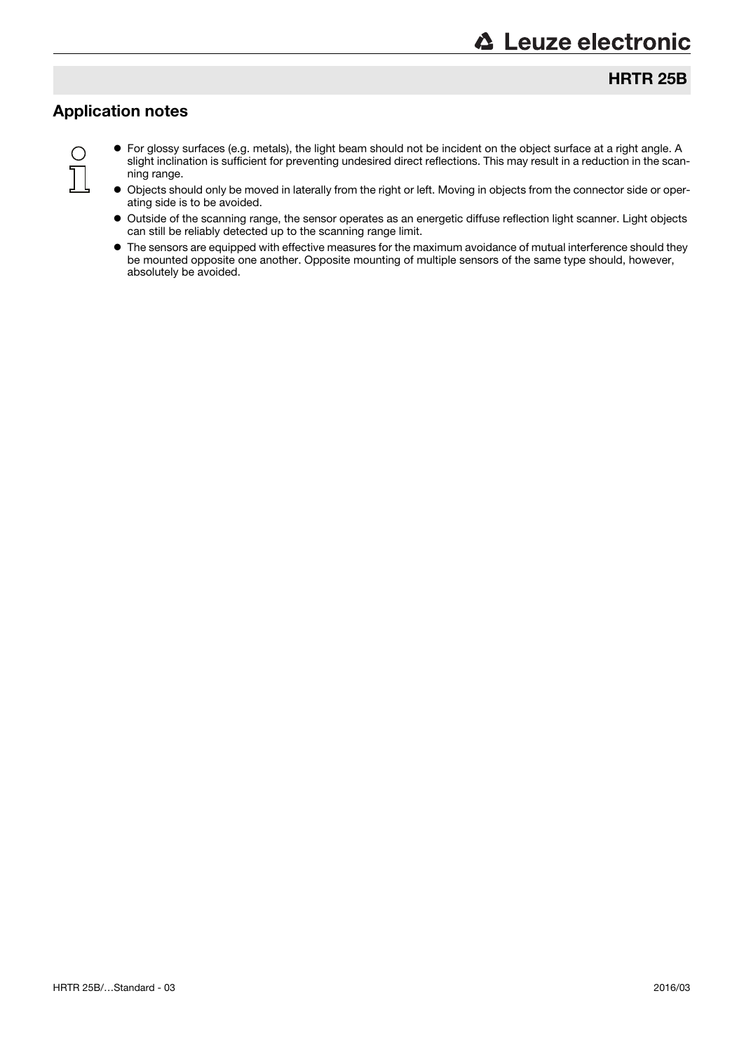## Application notes

- For glossy surfaces (e.g. metals), the light beam should not be incident on the object surface at a right angle. A slight inclination is sufficient for preventing undesired direct reflections. This may result in a reduction in the scanning range.
- Objects should only be moved in laterally from the right or left. Moving in objects from the connector side or operating side is to be avoided.
- Outside of the scanning range, the sensor operates as an energetic diffuse reflection light scanner. Light objects can still be reliably detected up to the scanning range limit.
- The sensors are equipped with effective measures for the maximum avoidance of mutual interference should they be mounted opposite one another. Opposite mounting of multiple sensors of the same type should, however, absolutely be avoided.